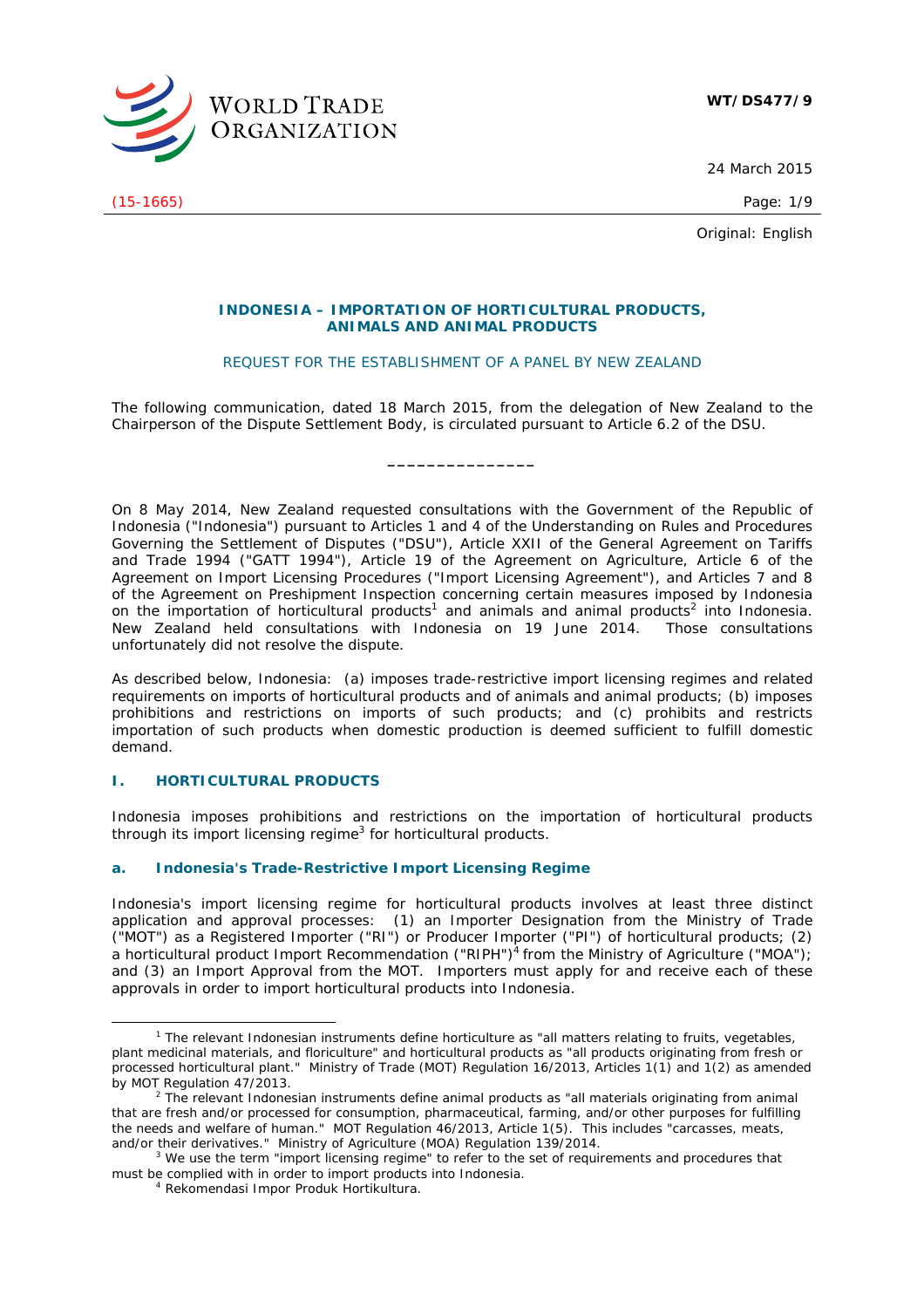WT/DS477/9

24 March 2015

(15-1665)

Original: English

**INDONESIA – IMPORTATION OF HORTICULTURAL PRODUCTS, ANIMALS AND ANIMAL PRODUCTS**

REQUEST FOR THE ESTABLISHMENT OF A PANEL BY NEW ZEALAND

The following communication, dated 18 March 2015, from the delegation of New Zealand to the Chairperson of the Dispute Settlement Body, is circulated pursuant to Article 6.2 of the DSU.

_______________

On 8 May 2014, New Zealand requested consultations with the Government of the Republic of Indonesia ("Indonesia") pursuant to Articles 1 and 4 of the Understanding on Rules and Procedures Governing the Settlement of Disputes ("DSU"), Article XXII of the General Agreement on Tariffs and Trade 1994 ("GATT 1994"), Article 19 of the Agreement on Agriculture, Article 6 of the Agreement on Import Licensing Procedures ("Import Licensing Agreement"), and Articles 7 and 8 of the Agreement on Preshipment Inspection concerning certain measures imposed by Indonesia on the importation of horticultural products[1] and animals and animal products[2] into Indonesia. New Zealand held consultations with Indonesia on 19 June 2014. Those consultations unfortunately did not resolve the dispute.

As described below, Indonesia: (a) imposes trade-restrictive import licensing regimes and related requirements on imports of horticultural products and of animals and animal products; (b) imposes prohibitions and restrictions on imports of such products; and (c) prohibits and restricts importation of such products when domestic production is deemed sufficient to fulfill domestic demand.

## I. HORTICULTURAL PRODUCTS

Indonesia imposes prohibitions and restrictions on the importation of horticultural products through its import licensing regime[3] for horticultural products.

### a. Indonesia's Trade-Restrictive Import Licensing Regime

Indonesia's import licensing regime for horticultural products involves at least three distinct application and approval processes: (1) an Importer Designation from the Ministry of Trade ("MOT") as a Registered Importer ("RI") or Producer Importer ("PI") of horticultural products; (2) a horticultural product Import Recommendation ("RIPH")[4] from the Ministry of Agriculture ("MOA"); and (3) an Import Approval from the MOT. Importers must apply for and receive each of these approvals in order to import horticultural products into Indonesia.

---

[1] The relevant Indonesian instruments define horticulture as "all matters relating to fruits, vegetables, plant medicinal materials, and floriculture" and horticultural products as "all products originating from fresh or processed horticultural plant." Ministry of Trade (MOT) Regulation 16/2013, Articles 1(1) and 1(2) as amended by MOT Regulation 47/2013.

[2] The relevant Indonesian instruments define animal products as "all materials originating from animal that are fresh and/or processed for consumption, pharmaceutical, farming, and/or other purposes for fulfilling the needs and welfare of human." MOT Regulation 46/2013, Article 1(5). This includes "carcasses, meats, and/or their derivatives." Ministry of Agriculture (MOA) Regulation 139/2014.

[3] We use the term "import licensing regime" to refer to the set of requirements and procedures that must be complied with in order to import products into Indonesia.

[4] Rekomendasi Impor Produk Hortikultura.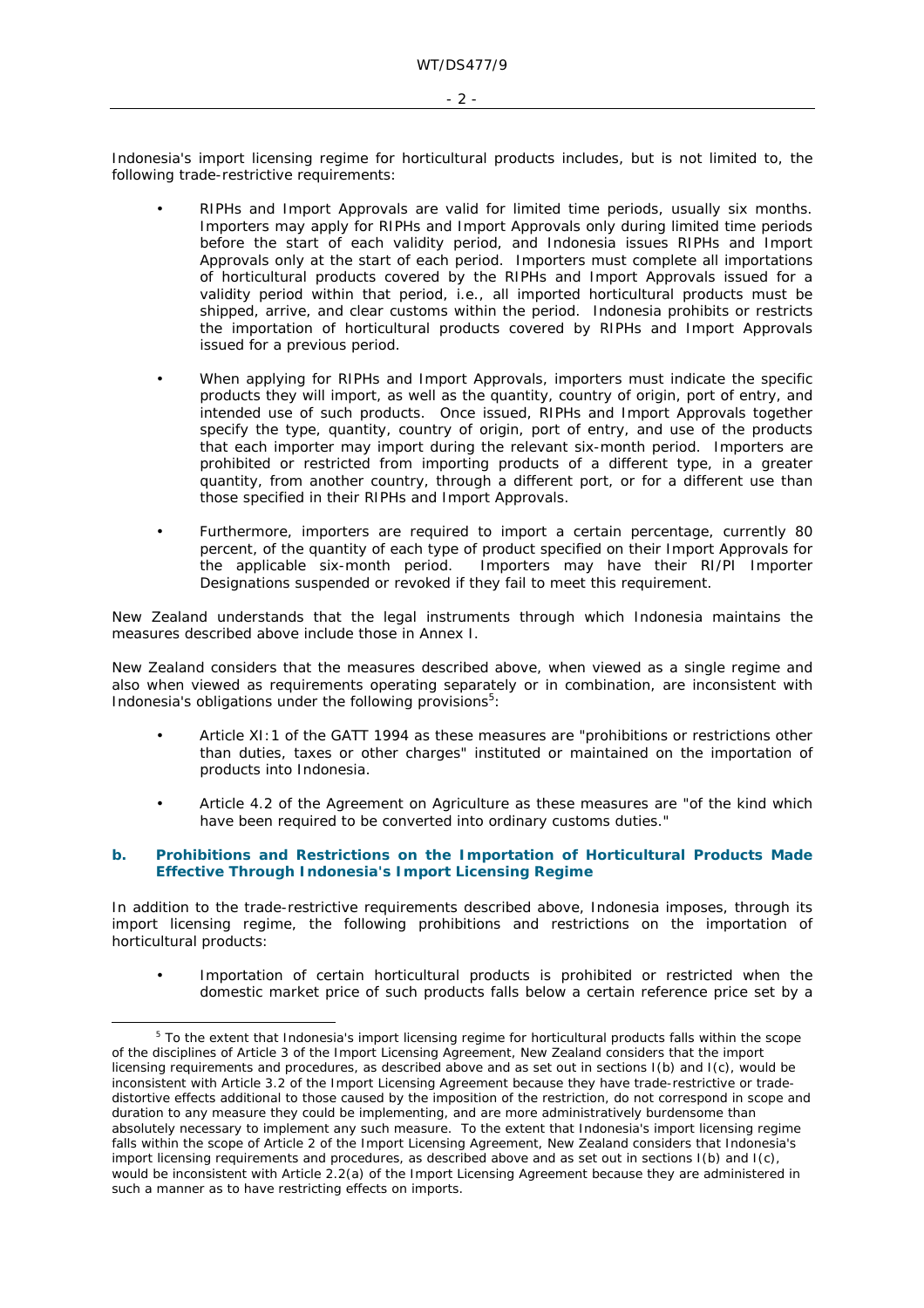Indonesia's import licensing regime for horticultural products includes, but is not limited to, the following trade-restrictive requirements:

- RIPHs and Import Approvals are valid for limited time periods, usually six months. Importers may apply for RIPHs and Import Approvals only during limited time periods before the start of each validity period, and Indonesia issues RIPHs and Import Approvals only at the start of each period. Importers must complete all importations of horticultural products covered by the RIPHs and Import Approvals issued for a validity period within that period, i.e., all imported horticultural products must be shipped, arrive, and clear customs within the period. Indonesia prohibits or restricts the importation of horticultural products covered by RIPHs and Import Approvals issued for a previous period.

- When applying for RIPHs and Import Approvals, importers must indicate the specific products they will import, as well as the quantity, country of origin, port of entry, and intended use of such products. Once issued, RIPHs and Import Approvals together specify the type, quantity, country of origin, port of entry, and use of the products that each importer may import during the relevant six-month period. Importers are prohibited or restricted from importing products of a different type, in a greater quantity, from another country, through a different port, or for a different use than those specified in their RIPHs and Import Approvals.

- Furthermore, importers are required to import a certain percentage, currently 80 percent, of the quantity of each type of product specified on their Import Approvals for the applicable six-month period. Importers may have their RI/PI Importer Designations suspended or revoked if they fail to meet this requirement.

New Zealand understands that the legal instruments through which Indonesia maintains the measures described above include those in Annex I.

New Zealand considers that the measures described above, when viewed as a single regime and also when viewed as requirements operating separately or in combination, are inconsistent with Indonesia's obligations under the following provisions[5]:

- Article XI:1 of the GATT 1994 as these measures are "prohibitions or restrictions other than duties, taxes or other charges" instituted or maintained on the importation of products into Indonesia.

- Article 4.2 of the Agreement on Agriculture as these measures are "of the kind which have been required to be converted into ordinary customs duties."

### b. Prohibitions and Restrictions on the Importation of Horticultural Products Made Effective Through Indonesia's Import Licensing Regime

In addition to the trade-restrictive requirements described above, Indonesia imposes, through its import licensing regime, the following prohibitions and restrictions on the importation of horticultural products:

- Importation of certain horticultural products is prohibited or restricted when the domestic market price of such products falls below a certain reference price set by a

---

[5] To the extent that Indonesia's import licensing regime for horticultural products falls within the scope of the disciplines of Article 3 of the Import Licensing Agreement, New Zealand considers that the import licensing requirements and procedures, as described above and as set out in sections I(b) and I(c), would be inconsistent with Article 3.2 of the Import Licensing Agreement because they have trade-restrictive or trade-distortive effects additional to those caused by the imposition of the restriction, do not correspond in scope and duration to any measure they could be implementing, and are more administratively burdensome than absolutely necessary to implement any such measure. To the extent that Indonesia's import licensing regime falls within the scope of Article 2 of the Import Licensing Agreement, New Zealand considers that Indonesia's import licensing requirements and procedures, as described above and as set out in sections I(b) and I(c), would be inconsistent with Article 2.2(a) of the Import Licensing Agreement because they are administered in such a manner as to have restricting effects on imports.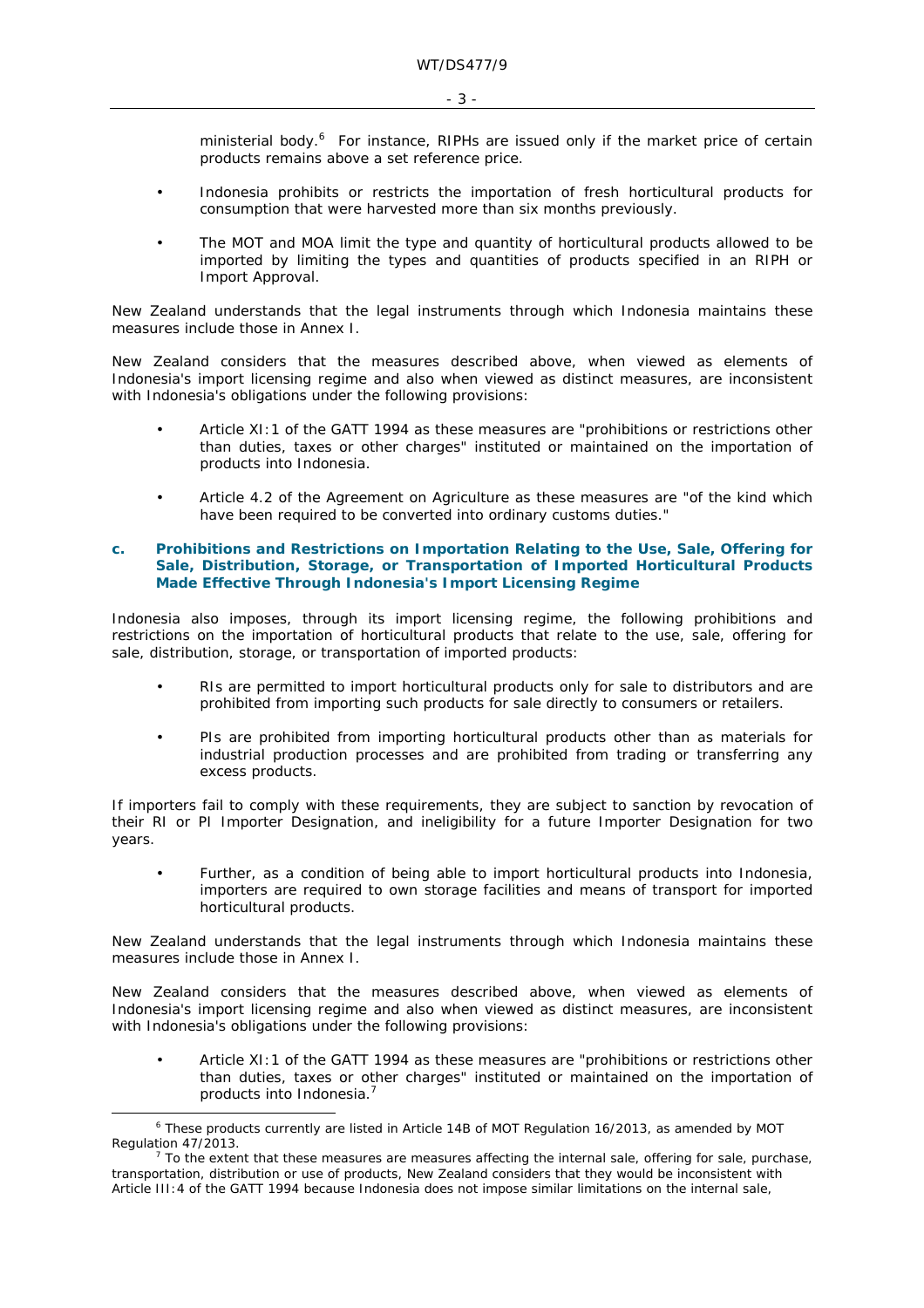ministerial body.[6] For instance, RIPHs are issued only if the market price of certain products remains above a set reference price.

- Indonesia prohibits or restricts the importation of fresh horticultural products for consumption that were harvested more than six months previously.
- The MOT and MOA limit the type and quantity of horticultural products allowed to be imported by limiting the types and quantities of products specified in an RIPH or Import Approval.

New Zealand understands that the legal instruments through which Indonesia maintains these measures include those in Annex I.

New Zealand considers that the measures described above, when viewed as elements of Indonesia's import licensing regime and also when viewed as distinct measures, are inconsistent with Indonesia's obligations under the following provisions:

- Article XI:1 of the GATT 1994 as these measures are "prohibitions or restrictions other than duties, taxes or other charges" instituted or maintained on the importation of products into Indonesia.
- Article 4.2 of the Agreement on Agriculture as these measures are "of the kind which have been required to be converted into ordinary customs duties."

### c. Prohibitions and Restrictions on Importation Relating to the Use, Sale, Offering for Sale, Distribution, Storage, or Transportation of Imported Horticultural Products Made Effective Through Indonesia's Import Licensing Regime

Indonesia also imposes, through its import licensing regime, the following prohibitions and restrictions on the importation of horticultural products that relate to the use, sale, offering for sale, distribution, storage, or transportation of imported products:

- RIs are permitted to import horticultural products only for sale to distributors and are prohibited from importing such products for sale directly to consumers or retailers.
- PIs are prohibited from importing horticultural products other than as materials for industrial production processes and are prohibited from trading or transferring any excess products.

If importers fail to comply with these requirements, they are subject to sanction by revocation of their RI or PI Importer Designation, and ineligibility for a future Importer Designation for two years.

- Further, as a condition of being able to import horticultural products into Indonesia, importers are required to own storage facilities and means of transport for imported horticultural products.

New Zealand understands that the legal instruments through which Indonesia maintains these measures include those in Annex I.

New Zealand considers that the measures described above, when viewed as elements of Indonesia's import licensing regime and also when viewed as distinct measures, are inconsistent with Indonesia's obligations under the following provisions:

- Article XI:1 of the GATT 1994 as these measures are "prohibitions or restrictions other than duties, taxes or other charges" instituted or maintained on the importation of products into Indonesia.[7]

---

[6] These products currently are listed in Article 14B of MOT Regulation 16/2013, as amended by MOT Regulation 47/2013.

[7] To the extent that these measures are measures affecting the internal sale, offering for sale, purchase, transportation, distribution or use of products, New Zealand considers that they would be inconsistent with Article III:4 of the GATT 1994 because Indonesia does not impose similar limitations on the internal sale,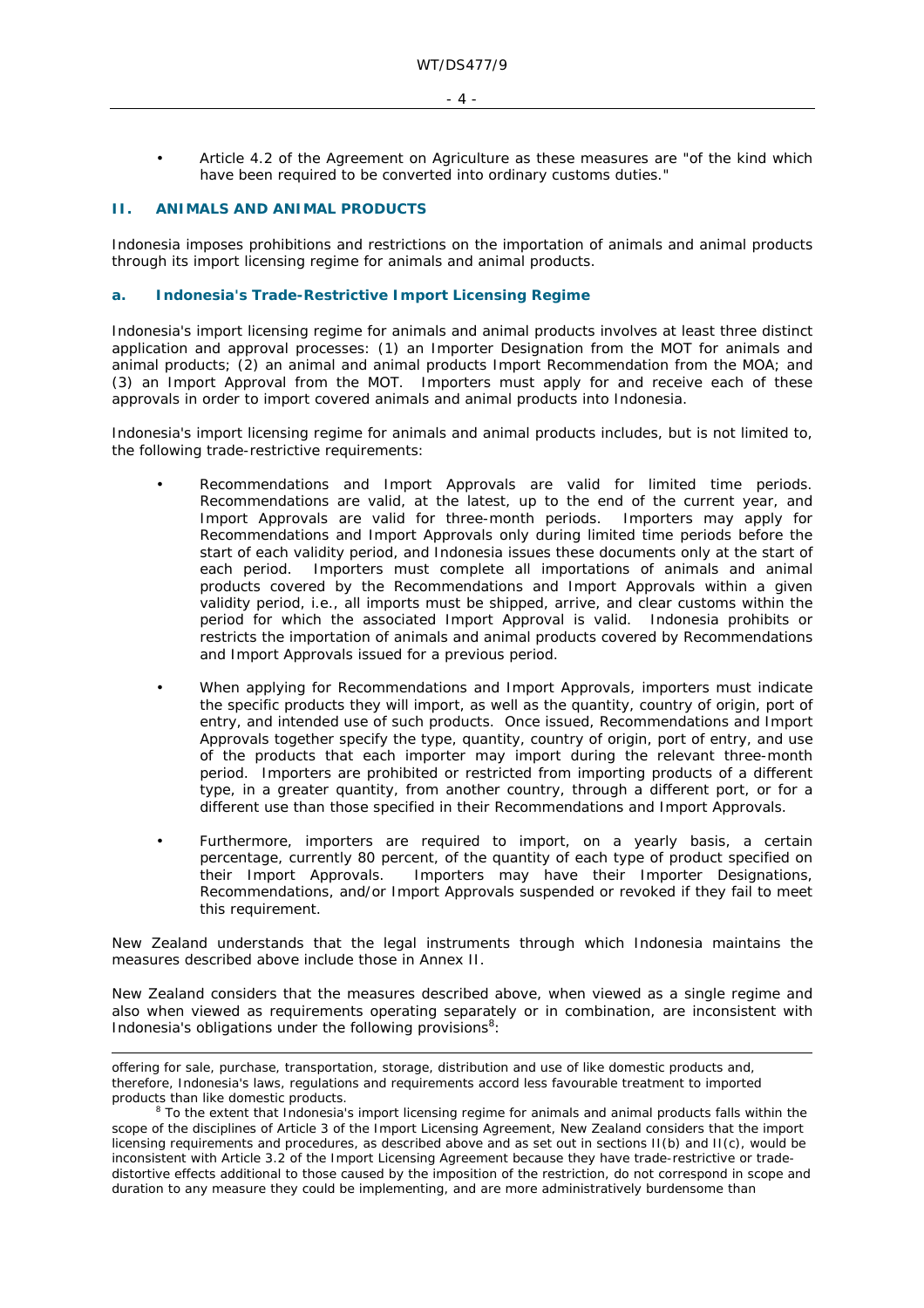- Article 4.2 of the Agreement on Agriculture as these measures are "of the kind which have been required to be converted into ordinary customs duties."

## II. ANIMALS AND ANIMAL PRODUCTS

Indonesia imposes prohibitions and restrictions on the importation of animals and animal products through its import licensing regime for animals and animal products.

### a. Indonesia's Trade-Restrictive Import Licensing Regime

Indonesia's import licensing regime for animals and animal products involves at least three distinct application and approval processes: (1) an Importer Designation from the MOT for animals and animal products; (2) an animal and animal products Import Recommendation from the MOA; and (3) an Import Approval from the MOT. Importers must apply for and receive each of these approvals in order to import covered animals and animal products into Indonesia.

Indonesia's import licensing regime for animals and animal products includes, but is not limited to, the following trade-restrictive requirements:

- Recommendations and Import Approvals are valid for limited time periods. Recommendations are valid, at the latest, up to the end of the current year, and Import Approvals are valid for three-month periods. Importers may apply for Recommendations and Import Approvals only during limited time periods before the start of each validity period, and Indonesia issues these documents only at the start of each period. Importers must complete all importations of animals and animal products covered by the Recommendations and Import Approvals within a given validity period, i.e., all imports must be shipped, arrive, and clear customs within the period for which the associated Import Approval is valid. Indonesia prohibits or restricts the importation of animals and animal products covered by Recommendations and Import Approvals issued for a previous period.

- When applying for Recommendations and Import Approvals, importers must indicate the specific products they will import, as well as the quantity, country of origin, port of entry, and intended use of such products. Once issued, Recommendations and Import Approvals together specify the type, quantity, country of origin, port of entry, and use of the products that each importer may import during the relevant three-month period. Importers are prohibited or restricted from importing products of a different type, in a greater quantity, from another country, through a different port, or for a different use than those specified in their Recommendations and Import Approvals.

- Furthermore, importers are required to import, on a yearly basis, a certain percentage, currently 80 percent, of the quantity of each type of product specified on their Import Approvals. Importers may have their Importer Designations, Recommendations, and/or Import Approvals suspended or revoked if they fail to meet this requirement.

New Zealand understands that the legal instruments through which Indonesia maintains the measures described above include those in Annex II.

New Zealand considers that the measures described above, when viewed as a single regime and also when viewed as requirements operating separately or in combination, are inconsistent with Indonesia's obligations under the following provisions[8]:

---

offering for sale, purchase, transportation, storage, distribution and use of like domestic products and, therefore, Indonesia's laws, regulations and requirements accord less favourable treatment to imported products than like domestic products.

[8] To the extent that Indonesia's import licensing regime for animals and animal products falls within the scope of the disciplines of Article 3 of the Import Licensing Agreement, New Zealand considers that the import licensing requirements and procedures, as described above and as set out in sections II(b) and II(c), would be inconsistent with Article 3.2 of the Import Licensing Agreement because they have trade-restrictive or trade-distortive effects additional to those caused by the imposition of the restriction, do not correspond in scope and duration to any measure they could be implementing, and are more administratively burdensome than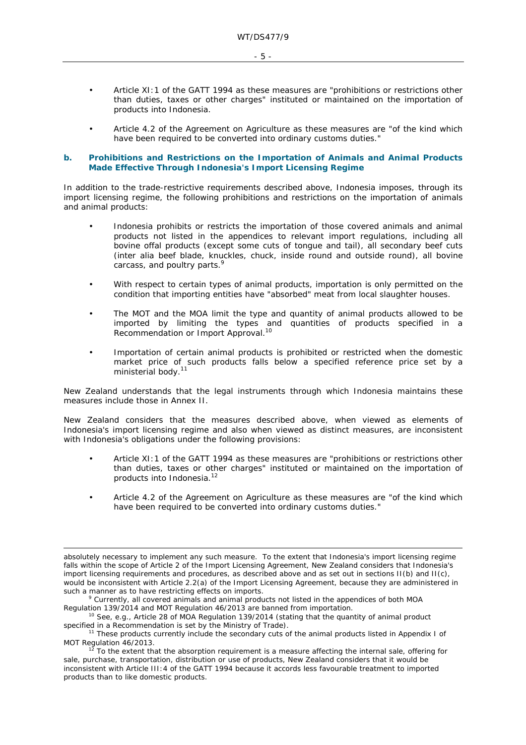- Article XI:1 of the GATT 1994 as these measures are "prohibitions or restrictions other than duties, taxes or other charges" instituted or maintained on the importation of products into Indonesia.

- Article 4.2 of the Agreement on Agriculture as these measures are "of the kind which have been required to be converted into ordinary customs duties."

### b. Prohibitions and Restrictions on the Importation of Animals and Animal Products Made Effective Through Indonesia's Import Licensing Regime

In addition to the trade-restrictive requirements described above, Indonesia imposes, through its import licensing regime, the following prohibitions and restrictions on the importation of animals and animal products:

- Indonesia prohibits or restricts the importation of those covered animals and animal products not listed in the appendices to relevant import regulations, including all bovine offal products (except some cuts of tongue and tail), all secondary beef cuts (inter alia beef blade, knuckles, chuck, inside round and outside round), all bovine carcass, and poultry parts.[9]

- With respect to certain types of animal products, importation is only permitted on the condition that importing entities have "absorbed" meat from local slaughter houses.

- The MOT and the MOA limit the type and quantity of animal products allowed to be imported by limiting the types and quantities of products specified in a Recommendation or Import Approval.[10]

- Importation of certain animal products is prohibited or restricted when the domestic market price of such products falls below a specified reference price set by a ministerial body.[11]

New Zealand understands that the legal instruments through which Indonesia maintains these measures include those in Annex II.

New Zealand considers that the measures described above, when viewed as elements of Indonesia's import licensing regime and also when viewed as distinct measures, are inconsistent with Indonesia's obligations under the following provisions:

- Article XI:1 of the GATT 1994 as these measures are "prohibitions or restrictions other than duties, taxes or other charges" instituted or maintained on the importation of products into Indonesia.[12]

- Article 4.2 of the Agreement on Agriculture as these measures are "of the kind which have been required to be converted into ordinary customs duties."

---

absolutely necessary to implement any such measure. To the extent that Indonesia's import licensing regime falls within the scope of Article 2 of the Import Licensing Agreement, New Zealand considers that Indonesia's import licensing requirements and procedures, as described above and as set out in sections II(b) and II(c), would be inconsistent with Article 2.2(a) of the Import Licensing Agreement, because they are administered in such a manner as to have restricting effects on imports.

[9] Currently, all covered animals and animal products not listed in the appendices of both MOA Regulation 139/2014 and MOT Regulation 46/2013 are banned from importation.

[10] See, e.g., Article 28 of MOA Regulation 139/2014 (stating that the quantity of animal product specified in a Recommendation is set by the Ministry of Trade).

[11] These products currently include the secondary cuts of the animal products listed in Appendix I of MOT Regulation 46/2013.

[12] To the extent that the absorption requirement is a measure affecting the internal sale, offering for sale, purchase, transportation, distribution or use of products, New Zealand considers that it would be inconsistent with Article III:4 of the GATT 1994 because it accords less favourable treatment to imported products than to like domestic products.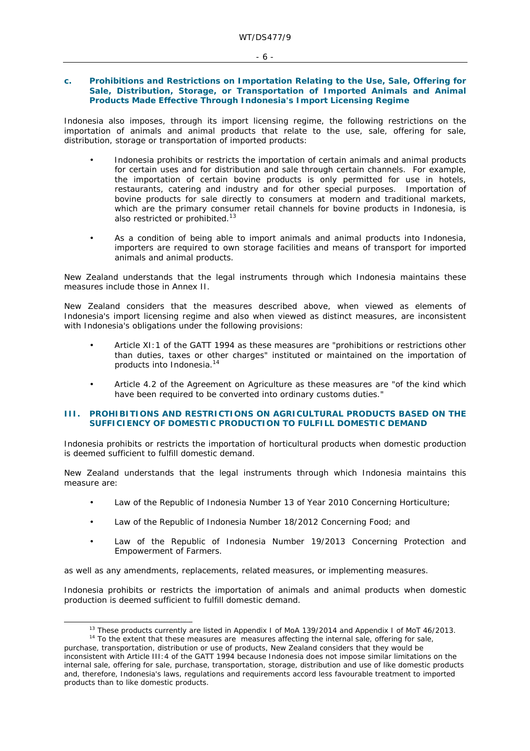### c. Prohibitions and Restrictions on Importation Relating to the Use, Sale, Offering for Sale, Distribution, Storage, or Transportation of Imported Animals and Animal Products Made Effective Through Indonesia's Import Licensing Regime

Indonesia also imposes, through its import licensing regime, the following restrictions on the importation of animals and animal products that relate to the use, sale, offering for sale, distribution, storage or transportation of imported products:

- Indonesia prohibits or restricts the importation of certain animals and animal products for certain uses and for distribution and sale through certain channels. For example, the importation of certain bovine products is only permitted for use in hotels, restaurants, catering and industry and for other special purposes. Importation of bovine products for sale directly to consumers at modern and traditional markets, which are the primary consumer retail channels for bovine products in Indonesia, is also restricted or prohibited.[13]
- As a condition of being able to import animals and animal products into Indonesia, importers are required to own storage facilities and means of transport for imported animals and animal products.

New Zealand understands that the legal instruments through which Indonesia maintains these measures include those in Annex II.

New Zealand considers that the measures described above, when viewed as elements of Indonesia's import licensing regime and also when viewed as distinct measures, are inconsistent with Indonesia's obligations under the following provisions:

- Article XI:1 of the GATT 1994 as these measures are "prohibitions or restrictions other than duties, taxes or other charges" instituted or maintained on the importation of products into Indonesia.[14]
- Article 4.2 of the Agreement on Agriculture as these measures are "of the kind which have been required to be converted into ordinary customs duties."

## III. PROHIBITIONS AND RESTRICTIONS ON AGRICULTURAL PRODUCTS BASED ON THE SUFFICIENCY OF DOMESTIC PRODUCTION TO FULFILL DOMESTIC DEMAND

Indonesia prohibits or restricts the importation of horticultural products when domestic production is deemed sufficient to fulfill domestic demand.

New Zealand understands that the legal instruments through which Indonesia maintains this measure are:

- Law of the Republic of Indonesia Number 13 of Year 2010 Concerning Horticulture;
- Law of the Republic of Indonesia Number 18/2012 Concerning Food; and
- Law of the Republic of Indonesia Number 19/2013 Concerning Protection and Empowerment of Farmers.

as well as any amendments, replacements, related measures, or implementing measures.

Indonesia prohibits or restricts the importation of animals and animal products when domestic production is deemed sufficient to fulfill domestic demand.

---

[13] These products currently are listed in Appendix I of MoA 139/2014 and Appendix I of MoT 46/2013.

[14] To the extent that these measures are measures affecting the internal sale, offering for sale, purchase, transportation, distribution or use of products, New Zealand considers that they would be inconsistent with Article III:4 of the GATT 1994 because Indonesia does not impose similar limitations on the internal sale, offering for sale, purchase, transportation, storage, distribution and use of like domestic products and, therefore, Indonesia's laws, regulations and requirements accord less favourable treatment to imported products than to like domestic products.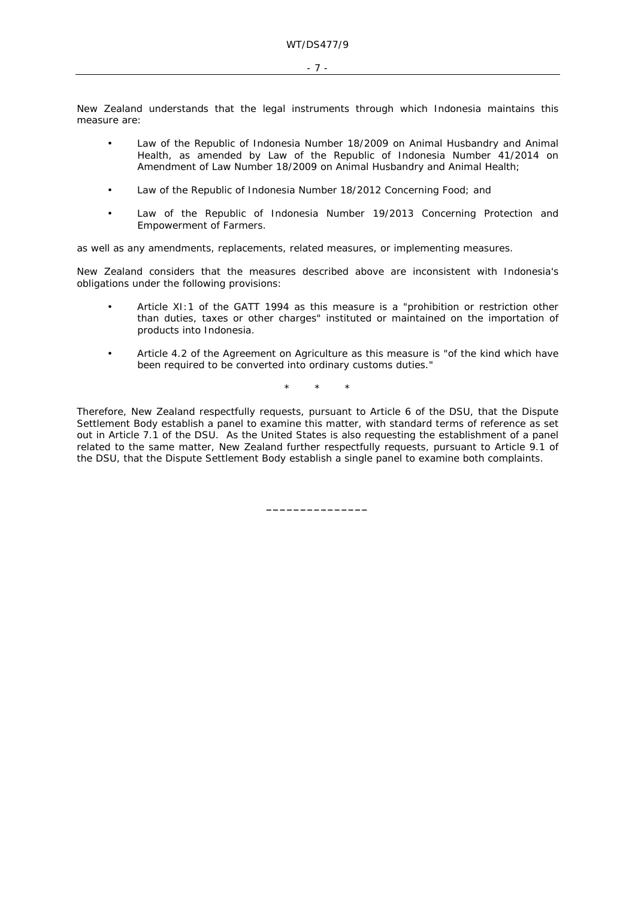New Zealand understands that the legal instruments through which Indonesia maintains this measure are:

- Law of the Republic of Indonesia Number 18/2009 on Animal Husbandry and Animal Health, as amended by Law of the Republic of Indonesia Number 41/2014 on Amendment of Law Number 18/2009 on Animal Husbandry and Animal Health;
- Law of the Republic of Indonesia Number 18/2012 Concerning Food; and
- Law of the Republic of Indonesia Number 19/2013 Concerning Protection and Empowerment of Farmers.

as well as any amendments, replacements, related measures, or implementing measures.

New Zealand considers that the measures described above are inconsistent with Indonesia's obligations under the following provisions:

- Article XI:1 of the GATT 1994 as this measure is a "prohibition or restriction other than duties, taxes or other charges" instituted or maintained on the importation of products into Indonesia.
- Article 4.2 of the Agreement on Agriculture as this measure is "of the kind which have been required to be converted into ordinary customs duties."

\* \* \*

Therefore, New Zealand respectfully requests, pursuant to Article 6 of the DSU, that the Dispute Settlement Body establish a panel to examine this matter, with standard terms of reference as set out in Article 7.1 of the DSU. As the United States is also requesting the establishment of a panel related to the same matter, New Zealand further respectfully requests, pursuant to Article 9.1 of the DSU, that the Dispute Settlement Body establish a single panel to examine both complaints.

\_\_\_\_\_\_\_\_\_\_\_\_\_\_\_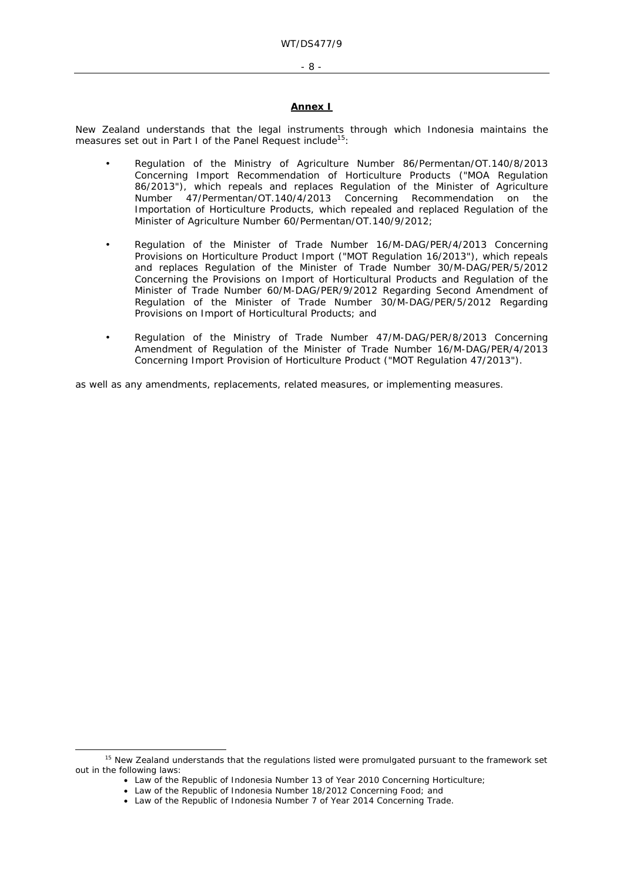## Annex I

New Zealand understands that the legal instruments through which Indonesia maintains the measures set out in Part I of the Panel Request include[15]:

- Regulation of the Ministry of Agriculture Number 86/Permentan/OT.140/8/2013 Concerning Import Recommendation of Horticulture Products ("MOA Regulation 86/2013"), which repeals and replaces Regulation of the Minister of Agriculture Number 47/Permentan/OT.140/4/2013 Concerning Recommendation on the Importation of Horticulture Products, which repealed and replaced Regulation of the Minister of Agriculture Number 60/Permentan/OT.140/9/2012;

- Regulation of the Minister of Trade Number 16/M-DAG/PER/4/2013 Concerning Provisions on Horticulture Product Import ("MOT Regulation 16/2013"), which repeals and replaces Regulation of the Minister of Trade Number 30/M-DAG/PER/5/2012 Concerning the Provisions on Import of Horticultural Products and Regulation of the Minister of Trade Number 60/M-DAG/PER/9/2012 Regarding Second Amendment of Regulation of the Minister of Trade Number 30/M-DAG/PER/5/2012 Regarding Provisions on Import of Horticultural Products; and

- Regulation of the Ministry of Trade Number 47/M-DAG/PER/8/2013 Concerning Amendment of Regulation of the Minister of Trade Number 16/M-DAG/PER/4/2013 Concerning Import Provision of Horticulture Product ("MOT Regulation 47/2013").

as well as any amendments, replacements, related measures, or implementing measures.

---

[15] New Zealand understands that the regulations listed were promulgated pursuant to the framework set out in the following laws:

- Law of the Republic of Indonesia Number 13 of Year 2010 Concerning Horticulture;
- Law of the Republic of Indonesia Number 18/2012 Concerning Food; and
- Law of the Republic of Indonesia Number 7 of Year 2014 Concerning Trade.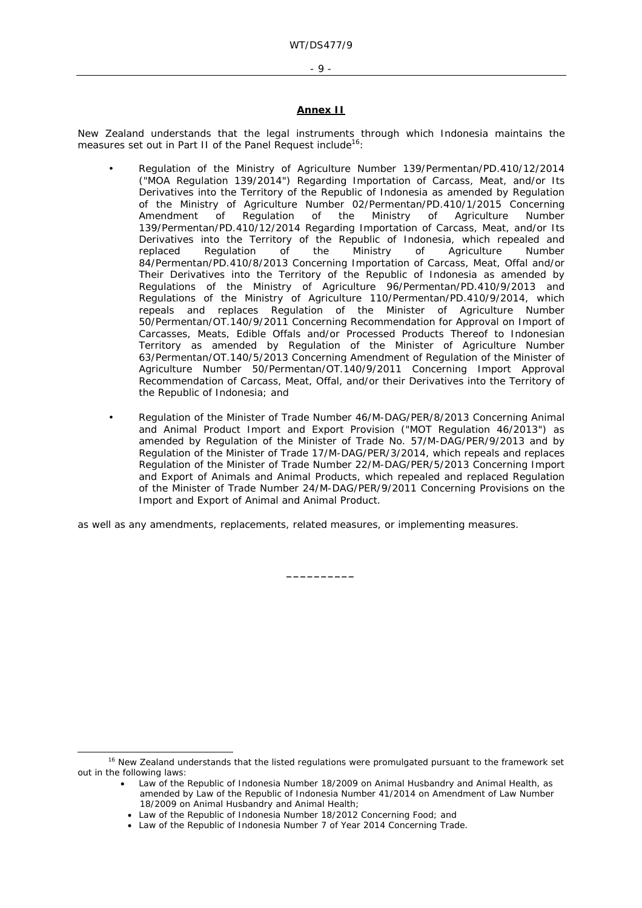## Annex II

New Zealand understands that the legal instruments through which Indonesia maintains the measures set out in Part II of the Panel Request include[16]:

- Regulation of the Ministry of Agriculture Number 139/Permentan/PD.410/12/2014 ("MOA Regulation 139/2014") Regarding Importation of Carcass, Meat, and/or Its Derivatives into the Territory of the Republic of Indonesia as amended by Regulation of the Ministry of Agriculture Number 02/Permentan/PD.410/1/2015 Concerning Amendment of Regulation of the Ministry of Agriculture Number 139/Permentan/PD.410/12/2014 Regarding Importation of Carcass, Meat, and/or Its Derivatives into the Territory of the Republic of Indonesia, which repealed and replaced Regulation of the Ministry of Agriculture Number 84/Permentan/PD.410/8/2013 Concerning Importation of Carcass, Meat, Offal and/or Their Derivatives into the Territory of the Republic of Indonesia as amended by Regulations of the Ministry of Agriculture 96/Permentan/PD.410/9/2013 and Regulations of the Ministry of Agriculture 110/Permentan/PD.410/9/2014, which repeals and replaces Regulation of the Minister of Agriculture Number 50/Permentan/OT.140/9/2011 Concerning Recommendation for Approval on Import of Carcasses, Meats, Edible Offals and/or Processed Products Thereof to Indonesian Territory as amended by Regulation of the Minister of Agriculture Number 63/Permentan/OT.140/5/2013 Concerning Amendment of Regulation of the Minister of Agriculture Number 50/Permentan/OT.140/9/2011 Concerning Import Approval Recommendation of Carcass, Meat, Offal, and/or their Derivatives into the Territory of the Republic of Indonesia; and
- Regulation of the Minister of Trade Number 46/M-DAG/PER/8/2013 Concerning Animal and Animal Product Import and Export Provision ("MOT Regulation 46/2013") as amended by Regulation of the Minister of Trade No. 57/M-DAG/PER/9/2013 and by Regulation of the Minister of Trade 17/M-DAG/PER/3/2014, which repeals and replaces Regulation of the Minister of Trade Number 22/M-DAG/PER/5/2013 Concerning Import and Export of Animals and Animal Products, which repealed and replaced Regulation of the Minister of Trade Number 24/M-DAG/PER/9/2011 Concerning Provisions on the Import and Export of Animal and Animal Product.

as well as any amendments, replacements, related measures, or implementing measures.

__________

[16] New Zealand understands that the listed regulations were promulgated pursuant to the framework set out in the following laws:

- Law of the Republic of Indonesia Number 18/2009 on Animal Husbandry and Animal Health, as amended by Law of the Republic of Indonesia Number 41/2014 on Amendment of Law Number 18/2009 on Animal Husbandry and Animal Health;
- Law of the Republic of Indonesia Number 18/2012 Concerning Food; and
- Law of the Republic of Indonesia Number 7 of Year 2014 Concerning Trade.